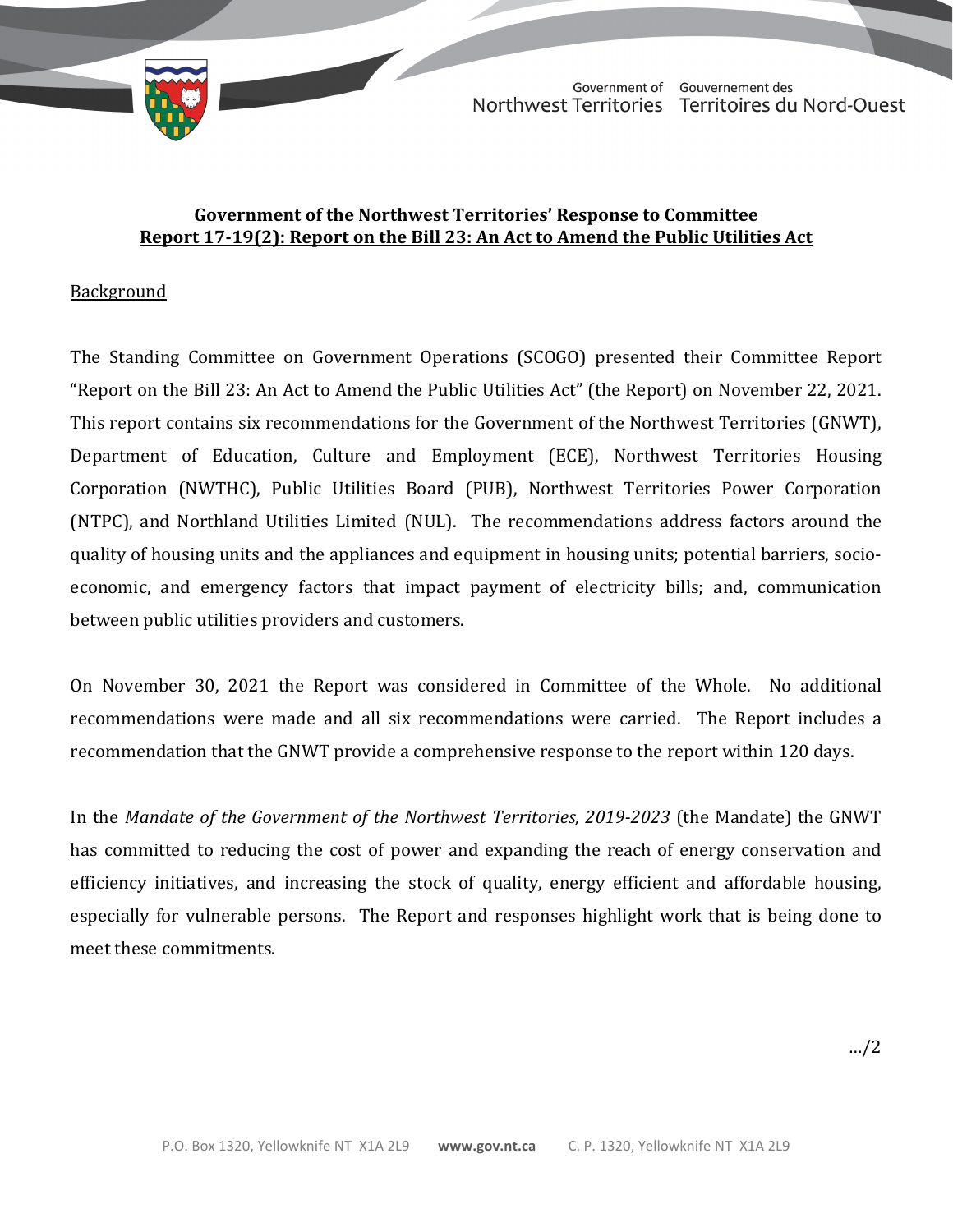**Government of the Northwest Territories' Response to Committee**
**Report 17-19(2): Report on the Bill 23: An Act to Amend the Public Utilities Act**

Background

The Standing Committee on Government Operations (SCOGO) presented their Committee Report "Report on the Bill 23: An Act to Amend the Public Utilities Act" (the Report) on November 22, 2021. This report contains six recommendations for the Government of the Northwest Territories (GNWT), Department of Education, Culture and Employment (ECE), Northwest Territories Housing Corporation (NWTHC), Public Utilities Board (PUB), Northwest Territories Power Corporation (NTPC), and Northland Utilities Limited (NUL). The recommendations address factors around the quality of housing units and the appliances and equipment in housing units; potential barriers, socio-economic, and emergency factors that impact payment of electricity bills; and, communication between public utilities providers and customers.

On November 30, 2021 the Report was considered in Committee of the Whole. No additional recommendations were made and all six recommendations were carried. The Report includes a recommendation that the GNWT provide a comprehensive response to the report within 120 days.

In the *Mandate of the Government of the Northwest Territories, 2019-2023* (the Mandate) the GNWT has committed to reducing the cost of power and expanding the reach of energy conservation and efficiency initiatives, and increasing the stock of quality, energy efficient and affordable housing, especially for vulnerable persons. The Report and responses highlight work that is being done to meet these commitments.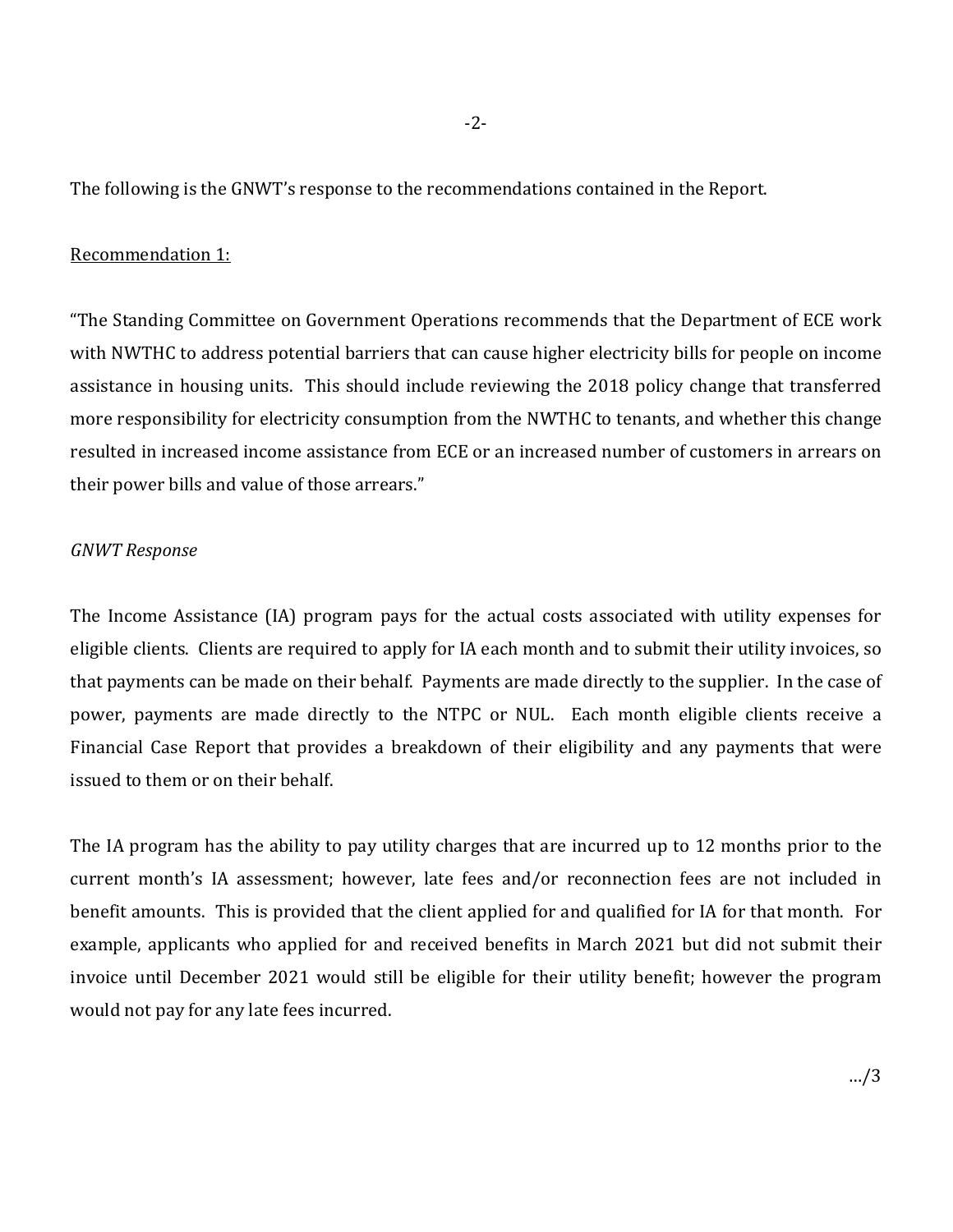The following is the GNWT's response to the recommendations contained in the Report.

Recommendation 1:

"The Standing Committee on Government Operations recommends that the Department of ECE work with NWTHC to address potential barriers that can cause higher electricity bills for people on income assistance in housing units. This should include reviewing the 2018 policy change that transferred more responsibility for electricity consumption from the NWTHC to tenants, and whether this change resulted in increased income assistance from ECE or an increased number of customers in arrears on their power bills and value of those arrears."

*GNWT Response*

The Income Assistance (IA) program pays for the actual costs associated with utility expenses for eligible clients. Clients are required to apply for IA each month and to submit their utility invoices, so that payments can be made on their behalf. Payments are made directly to the supplier. In the case of power, payments are made directly to the NTPC or NUL. Each month eligible clients receive a Financial Case Report that provides a breakdown of their eligibility and any payments that were issued to them or on their behalf.

The IA program has the ability to pay utility charges that are incurred up to 12 months prior to the current month's IA assessment; however, late fees and/or reconnection fees are not included in benefit amounts. This is provided that the client applied for and qualified for IA for that month. For example, applicants who applied for and received benefits in March 2021 but did not submit their invoice until December 2021 would still be eligible for their utility benefit; however the program would not pay for any late fees incurred.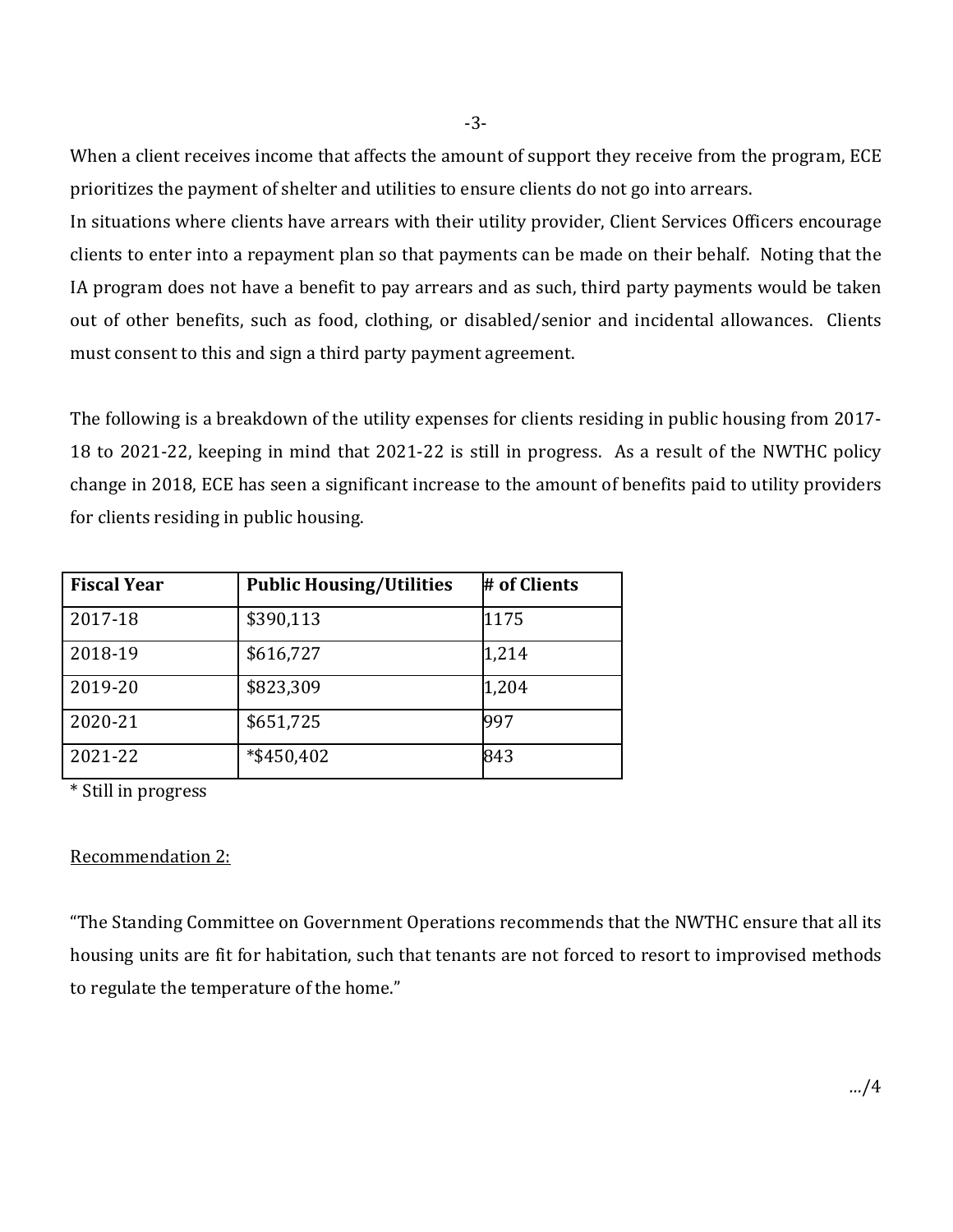When a client receives income that affects the amount of support they receive from the program, ECE prioritizes the payment of shelter and utilities to ensure clients do not go into arrears.

In situations where clients have arrears with their utility provider, Client Services Officers encourage clients to enter into a repayment plan so that payments can be made on their behalf. Noting that the IA program does not have a benefit to pay arrears and as such, third party payments would be taken out of other benefits, such as food, clothing, or disabled/senior and incidental allowances. Clients must consent to this and sign a third party payment agreement.

The following is a breakdown of the utility expenses for clients residing in public housing from 2017-18 to 2021-22, keeping in mind that 2021-22 is still in progress. As a result of the NWTHC policy change in 2018, ECE has seen a significant increase to the amount of benefits paid to utility providers for clients residing in public housing.

| Fiscal Year | Public Housing/Utilities | # of Clients |
|---|---|---|
| 2017-18 | $390,113 | 1175 |
| 2018-19 | $616,727 | 1,214 |
| 2019-20 | $823,309 | 1,204 |
| 2020-21 | $651,725 | 997 |
| 2021-22 | *$450,402 | 843 |

\* Still in progress

Recommendation 2:

"The Standing Committee on Government Operations recommends that the NWTHC ensure that all its housing units are fit for habitation, such that tenants are not forced to resort to improvised methods to regulate the temperature of the home."

…/4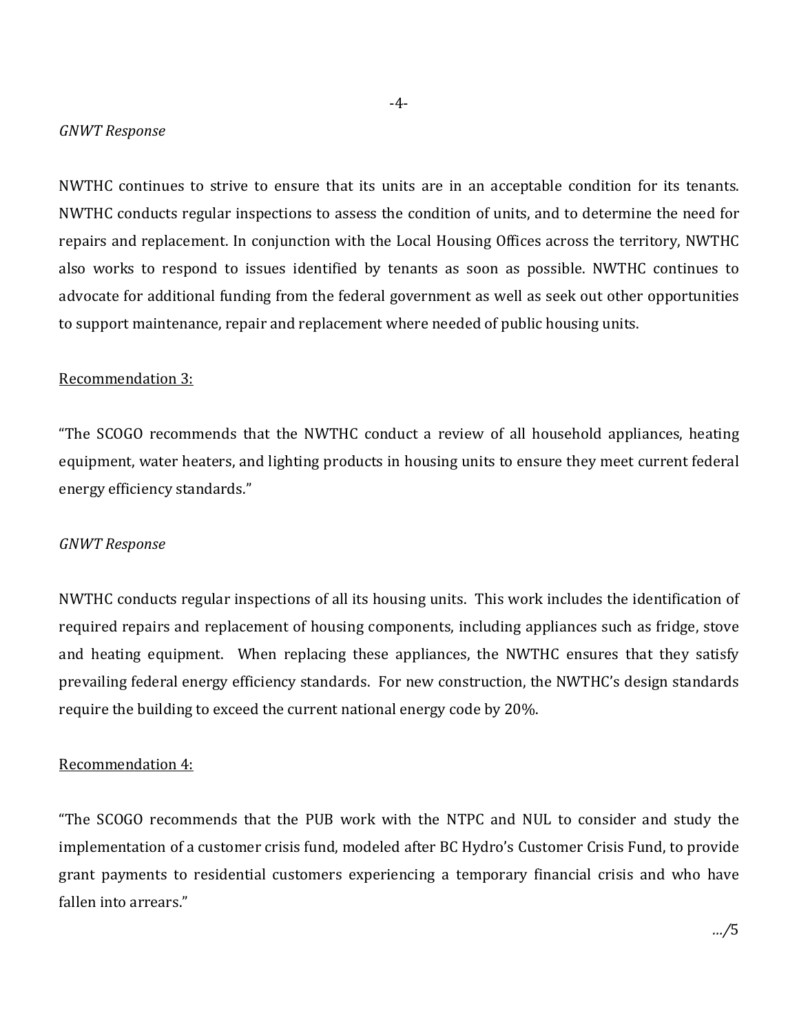*GNWT Response*

NWTHC continues to strive to ensure that its units are in an acceptable condition for its tenants. NWTHC conducts regular inspections to assess the condition of units, and to determine the need for repairs and replacement. In conjunction with the Local Housing Offices across the territory, NWTHC also works to respond to issues identified by tenants as soon as possible. NWTHC continues to advocate for additional funding from the federal government as well as seek out other opportunities to support maintenance, repair and replacement where needed of public housing units.

<u>Recommendation 3:</u>

"The SCOGO recommends that the NWTHC conduct a review of all household appliances, heating equipment, water heaters, and lighting products in housing units to ensure they meet current federal energy efficiency standards."

*GNWT Response*

NWTHC conducts regular inspections of all its housing units. This work includes the identification of required repairs and replacement of housing components, including appliances such as fridge, stove and heating equipment. When replacing these appliances, the NWTHC ensures that they satisfy prevailing federal energy efficiency standards. For new construction, the NWTHC's design standards require the building to exceed the current national energy code by 20%.

<u>Recommendation 4:</u>

"The SCOGO recommends that the PUB work with the NTPC and NUL to consider and study the implementation of a customer crisis fund, modeled after BC Hydro's Customer Crisis Fund, to provide grant payments to residential customers experiencing a temporary financial crisis and who have fallen into arrears."

…/5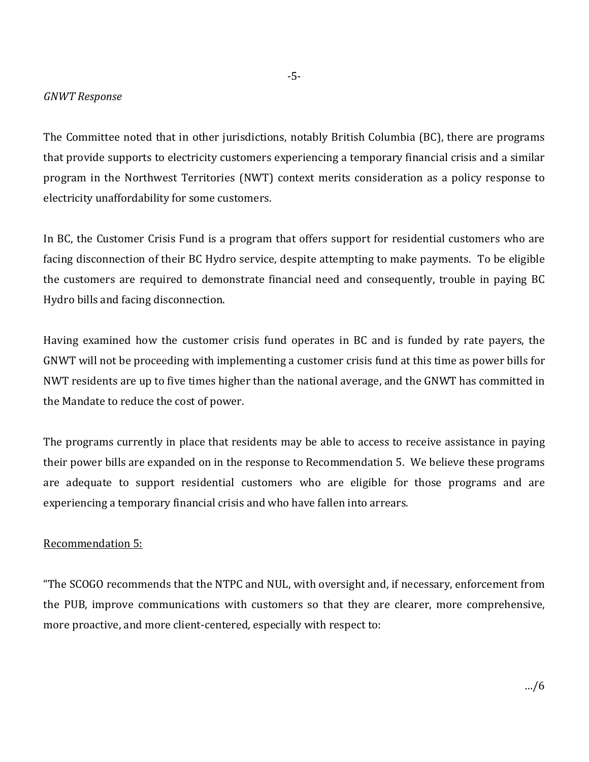*GNWT Response*

The Committee noted that in other jurisdictions, notably British Columbia (BC), there are programs that provide supports to electricity customers experiencing a temporary financial crisis and a similar program in the Northwest Territories (NWT) context merits consideration as a policy response to electricity unaffordability for some customers.

In BC, the Customer Crisis Fund is a program that offers support for residential customers who are facing disconnection of their BC Hydro service, despite attempting to make payments. To be eligible the customers are required to demonstrate financial need and consequently, trouble in paying BC Hydro bills and facing disconnection.

Having examined how the customer crisis fund operates in BC and is funded by rate payers, the GNWT will not be proceeding with implementing a customer crisis fund at this time as power bills for NWT residents are up to five times higher than the national average, and the GNWT has committed in the Mandate to reduce the cost of power.

The programs currently in place that residents may be able to access to receive assistance in paying their power bills are expanded on in the response to Recommendation 5. We believe these programs are adequate to support residential customers who are eligible for those programs and are experiencing a temporary financial crisis and who have fallen into arrears.

<u>Recommendation 5:</u>

"The SCOGO recommends that the NTPC and NUL, with oversight and, if necessary, enforcement from the PUB, improve communications with customers so that they are clearer, more comprehensive, more proactive, and more client-centered, especially with respect to:

…/6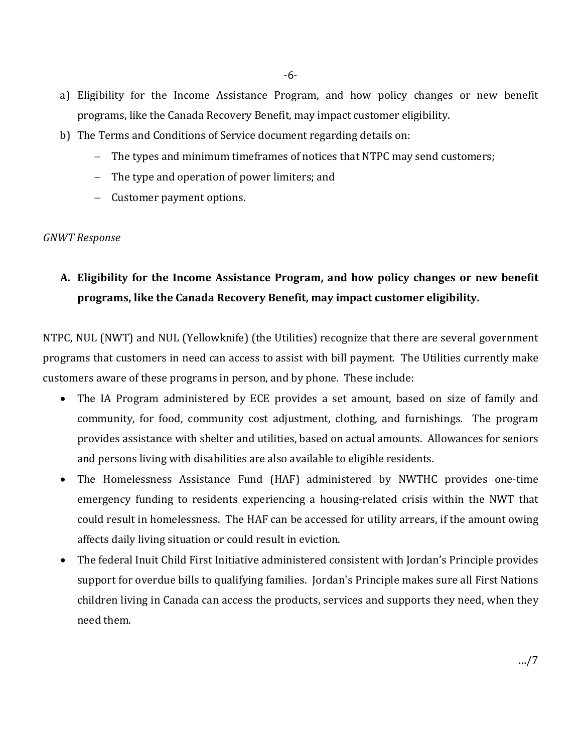a) Eligibility for the Income Assistance Program, and how policy changes or new benefit programs, like the Canada Recovery Benefit, may impact customer eligibility.
b) The Terms and Conditions of Service document regarding details on:
   - The types and minimum timeframes of notices that NTPC may send customers;
   - The type and operation of power limiters; and
   - Customer payment options.

*GNWT Response*

**A. Eligibility for the Income Assistance Program, and how policy changes or new benefit programs, like the Canada Recovery Benefit, may impact customer eligibility.**

NTPC, NUL (NWT) and NUL (Yellowknife) (the Utilities) recognize that there are several government programs that customers in need can access to assist with bill payment. The Utilities currently make customers aware of these programs in person, and by phone. These include:

- The IA Program administered by ECE provides a set amount, based on size of family and community, for food, community cost adjustment, clothing, and furnishings. The program provides assistance with shelter and utilities, based on actual amounts. Allowances for seniors and persons living with disabilities are also available to eligible residents.
- The Homelessness Assistance Fund (HAF) administered by NWTHC provides one-time emergency funding to residents experiencing a housing-related crisis within the NWT that could result in homelessness. The HAF can be accessed for utility arrears, if the amount owing affects daily living situation or could result in eviction.
- The federal Inuit Child First Initiative administered consistent with Jordan's Principle provides support for overdue bills to qualifying families. Jordan's Principle makes sure all First Nations children living in Canada can access the products, services and supports they need, when they need them.

…/7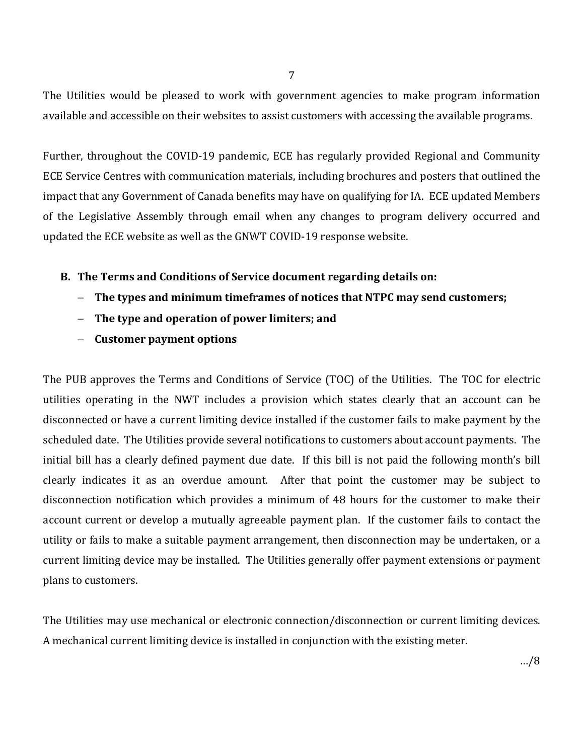The Utilities would be pleased to work with government agencies to make program information available and accessible on their websites to assist customers with accessing the available programs.

Further, throughout the COVID-19 pandemic, ECE has regularly provided Regional and Community ECE Service Centres with communication materials, including brochures and posters that outlined the impact that any Government of Canada benefits may have on qualifying for IA. ECE updated Members of the Legislative Assembly through email when any changes to program delivery occurred and updated the ECE website as well as the GNWT COVID-19 response website.

**B. The Terms and Conditions of Service document regarding details on:**

- **The types and minimum timeframes of notices that NTPC may send customers;**
- **The type and operation of power limiters; and**
- **Customer payment options**

The PUB approves the Terms and Conditions of Service (TOC) of the Utilities. The TOC for electric utilities operating in the NWT includes a provision which states clearly that an account can be disconnected or have a current limiting device installed if the customer fails to make payment by the scheduled date. The Utilities provide several notifications to customers about account payments. The initial bill has a clearly defined payment due date. If this bill is not paid the following month's bill clearly indicates it as an overdue amount. After that point the customer may be subject to disconnection notification which provides a minimum of 48 hours for the customer to make their account current or develop a mutually agreeable payment plan. If the customer fails to contact the utility or fails to make a suitable payment arrangement, then disconnection may be undertaken, or a current limiting device may be installed. The Utilities generally offer payment extensions or payment plans to customers.

The Utilities may use mechanical or electronic connection/disconnection or current limiting devices. A mechanical current limiting device is installed in conjunction with the existing meter.

…/8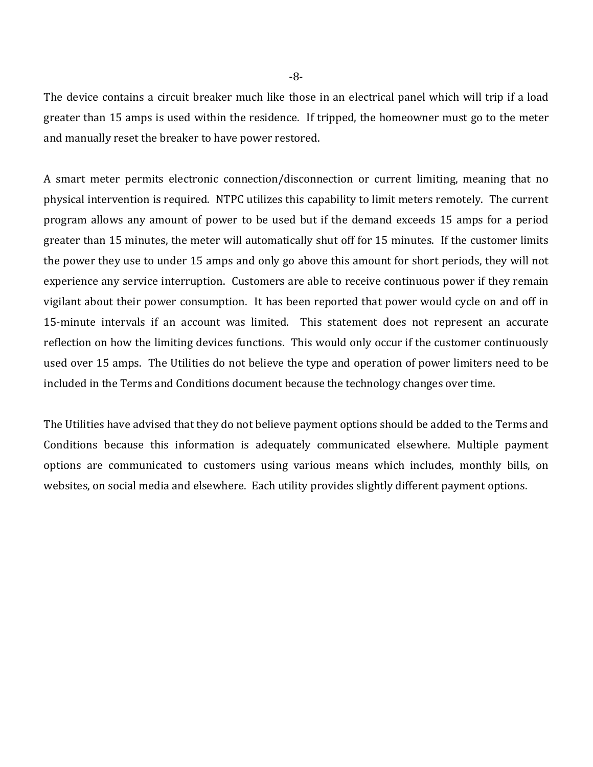The device contains a circuit breaker much like those in an electrical panel which will trip if a load greater than 15 amps is used within the residence. If tripped, the homeowner must go to the meter and manually reset the breaker to have power restored.

A smart meter permits electronic connection/disconnection or current limiting, meaning that no physical intervention is required. NTPC utilizes this capability to limit meters remotely. The current program allows any amount of power to be used but if the demand exceeds 15 amps for a period greater than 15 minutes, the meter will automatically shut off for 15 minutes. If the customer limits the power they use to under 15 amps and only go above this amount for short periods, they will not experience any service interruption. Customers are able to receive continuous power if they remain vigilant about their power consumption. It has been reported that power would cycle on and off in 15-minute intervals if an account was limited. This statement does not represent an accurate reflection on how the limiting devices functions. This would only occur if the customer continuously used over 15 amps. The Utilities do not believe the type and operation of power limiters need to be included in the Terms and Conditions document because the technology changes over time.

The Utilities have advised that they do not believe payment options should be added to the Terms and Conditions because this information is adequately communicated elsewhere. Multiple payment options are communicated to customers using various means which includes, monthly bills, on websites, on social media and elsewhere. Each utility provides slightly different payment options.